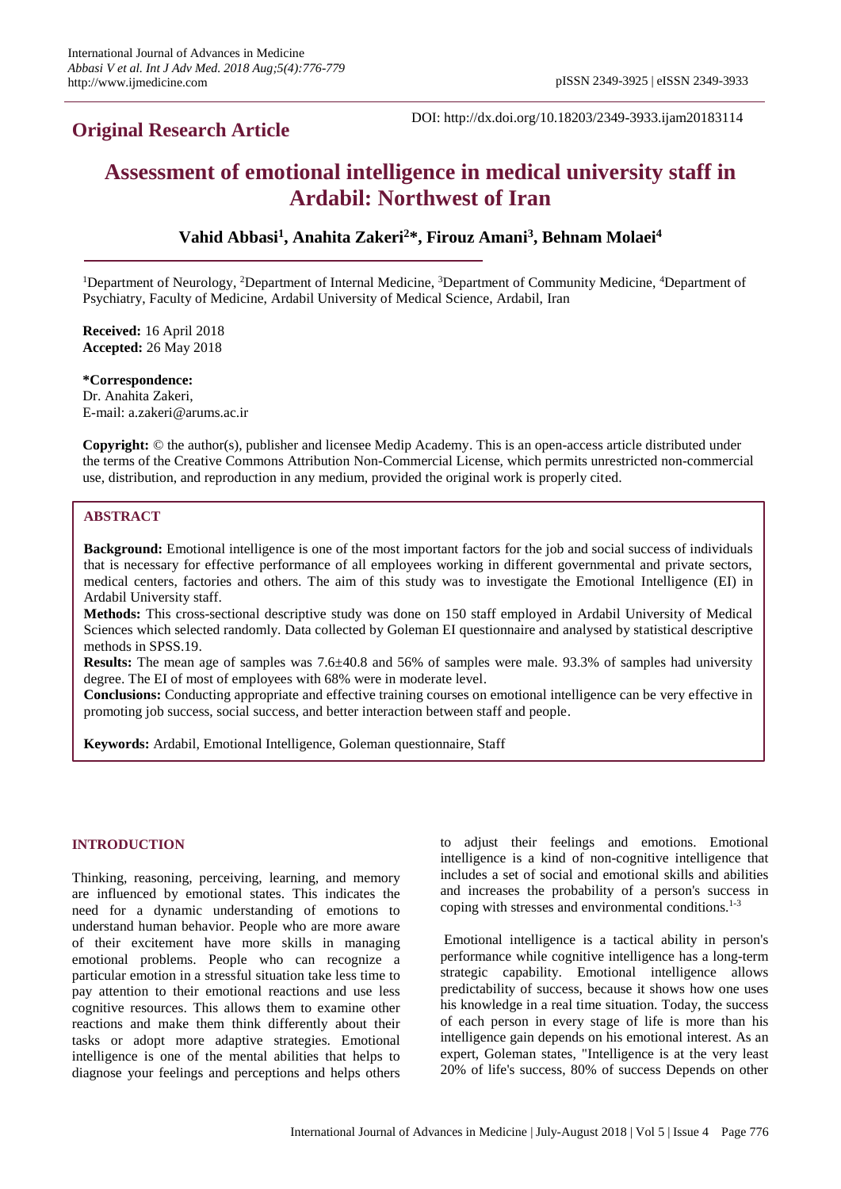**Original Research Article**

DOI: http://dx.doi.org/10.18203/2349-3933.ijam20183114

# Assessment of emotional intelligence in medical university staff in Ardabil: Northwest of Iran

**Vahid Abbasi[1], Anahita Zakeri[2]\*, Firouz Amani[3], Behnam Molaei[4]**

[1]Department of Neurology, [2]Department of Internal Medicine, [3]Department of Community Medicine, [4]Department of Psychiatry, Faculty of Medicine, Ardabil University of Medical Science, Ardabil, Iran

**Received:** 16 April 2018
**Accepted:** 26 May 2018

**\*Correspondence:**
Dr. Anahita Zakeri,
E-mail: a.zakeri@arums.ac.ir

**Copyright:** © the author(s), publisher and licensee Medip Academy. This is an open-access article distributed under the terms of the Creative Commons Attribution Non-Commercial License, which permits unrestricted non-commercial use, distribution, and reproduction in any medium, provided the original work is properly cited.

## ABSTRACT

**Background:** Emotional intelligence is one of the most important factors for the job and social success of individuals that is necessary for effective performance of all employees working in different governmental and private sectors, medical centers, factories and others. The aim of this study was to investigate the Emotional Intelligence (EI) in Ardabil University staff.

**Methods:** This cross-sectional descriptive study was done on 150 staff employed in Ardabil University of Medical Sciences which selected randomly. Data collected by Goleman EI questionnaire and analysed by statistical descriptive methods in SPSS.19.

**Results:** The mean age of samples was 7.6±40.8 and 56% of samples were male. 93.3% of samples had university degree. The EI of most of employees with 68% were in moderate level.

**Conclusions:** Conducting appropriate and effective training courses on emotional intelligence can be very effective in promoting job success, social success, and better interaction between staff and people.

**Keywords:** Ardabil, Emotional Intelligence, Goleman questionnaire, Staff

## INTRODUCTION

Thinking, reasoning, perceiving, learning, and memory are influenced by emotional states. This indicates the need for a dynamic understanding of emotions to understand human behavior. People who are more aware of their excitement have more skills in managing emotional problems. People who can recognize a particular emotion in a stressful situation take less time to pay attention to their emotional reactions and use less cognitive resources. This allows them to examine other reactions and make them think differently about their tasks or adopt more adaptive strategies. Emotional intelligence is one of the mental abilities that helps to diagnose your feelings and perceptions and helps others to adjust their feelings and emotions. Emotional intelligence is a kind of non-cognitive intelligence that includes a set of social and emotional skills and abilities and increases the probability of a person's success in coping with stresses and environmental conditions.[1-3]

Emotional intelligence is a tactical ability in person's performance while cognitive intelligence has a long-term strategic capability. Emotional intelligence allows predictability of success, because it shows how one uses his knowledge in a real time situation. Today, the success of each person in every stage of life is more than his intelligence gain depends on his emotional interest. As an expert, Goleman states, "Intelligence is at the very least 20% of life's success, 80% of success Depends on other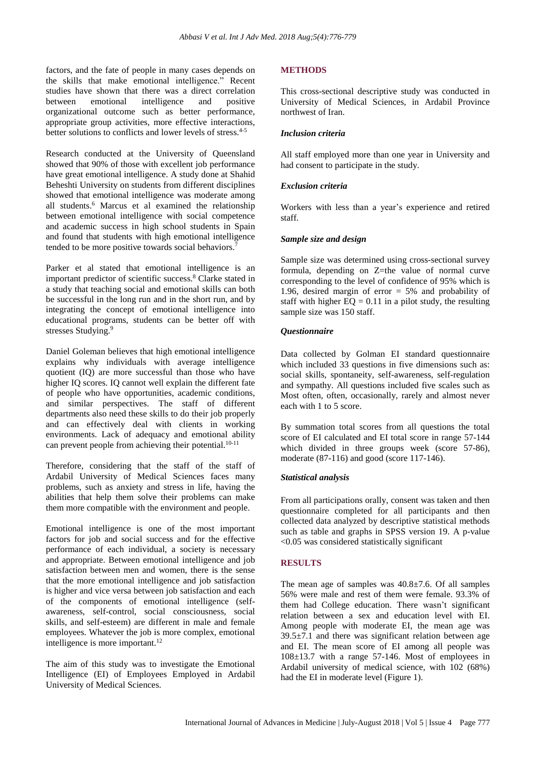factors, and the fate of people in many cases depends on the skills that make emotional intelligence." Recent studies have shown that there was a direct correlation between emotional intelligence and positive organizational outcome such as better performance, appropriate group activities, more effective interactions, better solutions to conflicts and lower levels of stress.[4-5]

Research conducted at the University of Queensland showed that 90% of those with excellent job performance have great emotional intelligence. A study done at Shahid Beheshti University on students from different disciplines showed that emotional intelligence was moderate among all students.[6] Marcus et al examined the relationship between emotional intelligence with social competence and academic success in high school students in Spain and found that students with high emotional intelligence tended to be more positive towards social behaviors.[7]

Parker et al stated that emotional intelligence is an important predictor of scientific success.[8] Clarke stated in a study that teaching social and emotional skills can both be successful in the long run and in the short run, and by integrating the concept of emotional intelligence into educational programs, students can be better off with stresses Studying.[9]

Daniel Goleman believes that high emotional intelligence explains why individuals with average intelligence quotient (IQ) are more successful than those who have higher IQ scores. IQ cannot well explain the different fate of people who have opportunities, academic conditions, and similar perspectives. The staff of different departments also need these skills to do their job properly and can effectively deal with clients in working environments. Lack of adequacy and emotional ability can prevent people from achieving their potential.[10-11]

Therefore, considering that the staff of the staff of Ardabil University of Medical Sciences faces many problems, such as anxiety and stress in life, having the abilities that help them solve their problems can make them more compatible with the environment and people.

Emotional intelligence is one of the most important factors for job and social success and for the effective performance of each individual, a society is necessary and appropriate. Between emotional intelligence and job satisfaction between men and women, there is the sense that the more emotional intelligence and job satisfaction is higher and vice versa between job satisfaction and each of the components of emotional intelligence (self-awareness, self-control, social consciousness, social skills, and self-esteem) are different in male and female employees. Whatever the job is more complex, emotional intelligence is more important.[12]

The aim of this study was to investigate the Emotional Intelligence (EI) of Employees Employed in Ardabil University of Medical Sciences.

## METHODS

This cross-sectional descriptive study was conducted in University of Medical Sciences, in Ardabil Province northwest of Iran.

### *Inclusion criteria*

All staff employed more than one year in University and had consent to participate in the study.

### *Exclusion criteria*

Workers with less than a year's experience and retired staff.

### *Sample size and design*

Sample size was determined using cross-sectional survey formula, depending on Z=the value of normal curve corresponding to the level of confidence of 95% which is 1.96, desired margin of error = 5% and probability of staff with higher EQ = 0.11 in a pilot study, the resulting sample size was 150 staff.

### *Questionnaire*

Data collected by Golman EI standard questionnaire which included 33 questions in five dimensions such as: social skills, spontaneity, self-awareness, self-regulation and sympathy. All questions included five scales such as Most often, often, occasionally, rarely and almost never each with 1 to 5 score.

By summation total scores from all questions the total score of EI calculated and EI total score in range 57-144 which divided in three groups week (score 57-86), moderate (87-116) and good (score 117-146).

### *Statistical analysis*

From all participations orally, consent was taken and then questionnaire completed for all participants and then collected data analyzed by descriptive statistical methods such as table and graphs in SPSS version 19. A p-value <0.05 was considered statistically significant

## RESULTS

The mean age of samples was 40.8±7.6. Of all samples 56% were male and rest of them were female. 93.3% of them had College education. There wasn't significant relation between a sex and education level with EI. Among people with moderate EI, the mean age was 39.5±7.1 and there was significant relation between age and EI. The mean score of EI among all people was 108±13.7 with a range 57-146. Most of employees in Ardabil university of medical science, with 102 (68%) had the EI in moderate level (Figure 1).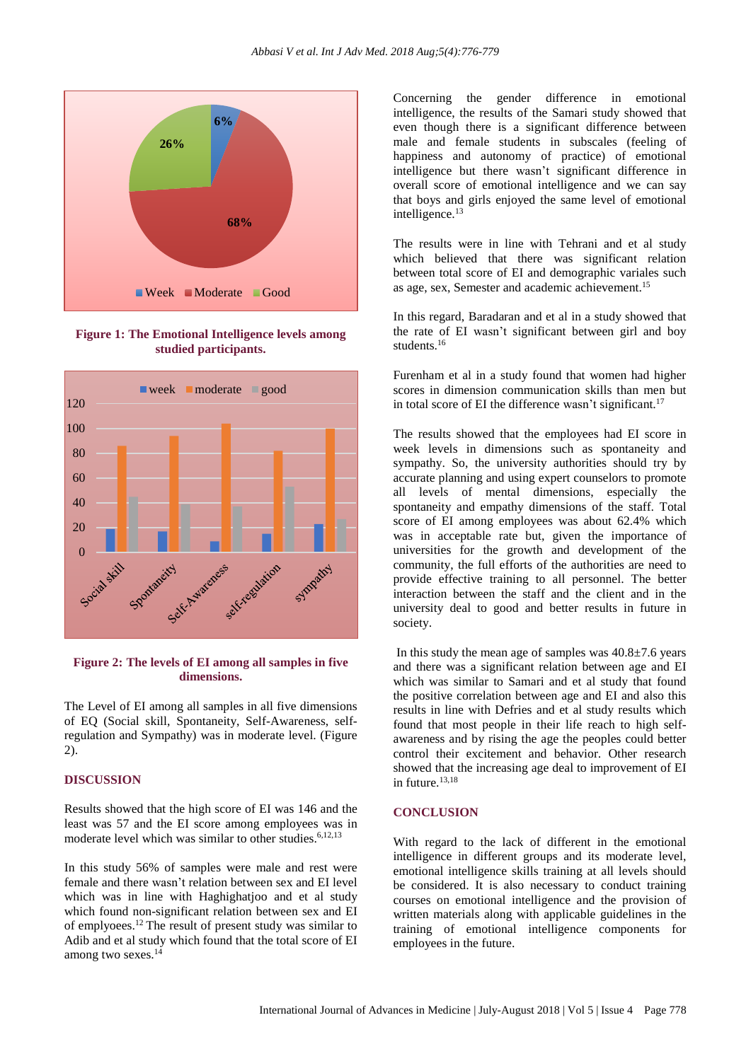Figure 1: The Emotional Intelligence levels among studied participants.

Figure 2: The levels of EI among all samples in five dimensions.

The Level of EI among all samples in all five dimensions of EQ (Social skill, Spontaneity, Self-Awareness, self-regulation and Sympathy) was in moderate level. (Figure 2).

## DISCUSSION

Results showed that the high score of EI was 146 and the least was 57 and the EI score among employees was in moderate level which was similar to other studies.[6,12,13]

In this study 56% of samples were male and rest were female and there wasn't relation between sex and EI level which was in line with Haghighatjoo and et al study which found non-significant relation between sex and EI of emplyoees.[12] The result of present study was similar to Adib and et al study which found that the total score of EI among two sexes.[14]

Concerning the gender difference in emotional intelligence, the results of the Samari study showed that even though there is a significant difference between male and female students in subscales (feeling of happiness and autonomy of practice) of emotional intelligence but there wasn't significant difference in overall score of emotional intelligence and we can say that boys and girls enjoyed the same level of emotional intelligence.[13]

The results were in line with Tehrani and et al study which believed that there was significant relation between total score of EI and demographic variales such as age, sex, Semester and academic achievement.[15]

In this regard, Baradaran and et al in a study showed that the rate of EI wasn't significant between girl and boy students.[16]

Furenham et al in a study found that women had higher scores in dimension communication skills than men but in total score of EI the difference wasn't significant.[17]

The results showed that the employees had EI score in week levels in dimensions such as spontaneity and sympathy. So, the university authorities should try by accurate planning and using expert counselors to promote all levels of mental dimensions, especially the spontaneity and empathy dimensions of the staff. Total score of EI among employees was about 62.4% which was in acceptable rate but, given the importance of universities for the growth and development of the community, the full efforts of the authorities are need to provide effective training to all personnel. The better interaction between the staff and the client and in the university deal to good and better results in future in society.

In this study the mean age of samples was 40.8±7.6 years and there was a significant relation between age and EI which was similar to Samari and et al study that found the positive correlation between age and EI and also this results in line with Defries and et al study results which found that most people in their life reach to high self-awareness and by rising the age the peoples could better control their excitement and behavior. Other research showed that the increasing age deal to improvement of EI in future.[13,18]

## CONCLUSION

With regard to the lack of different in the emotional intelligence in different groups and its moderate level, emotional intelligence skills training at all levels should be considered. It is also necessary to conduct training courses on emotional intelligence and the provision of written materials along with applicable guidelines in the training of emotional intelligence components for employees in the future.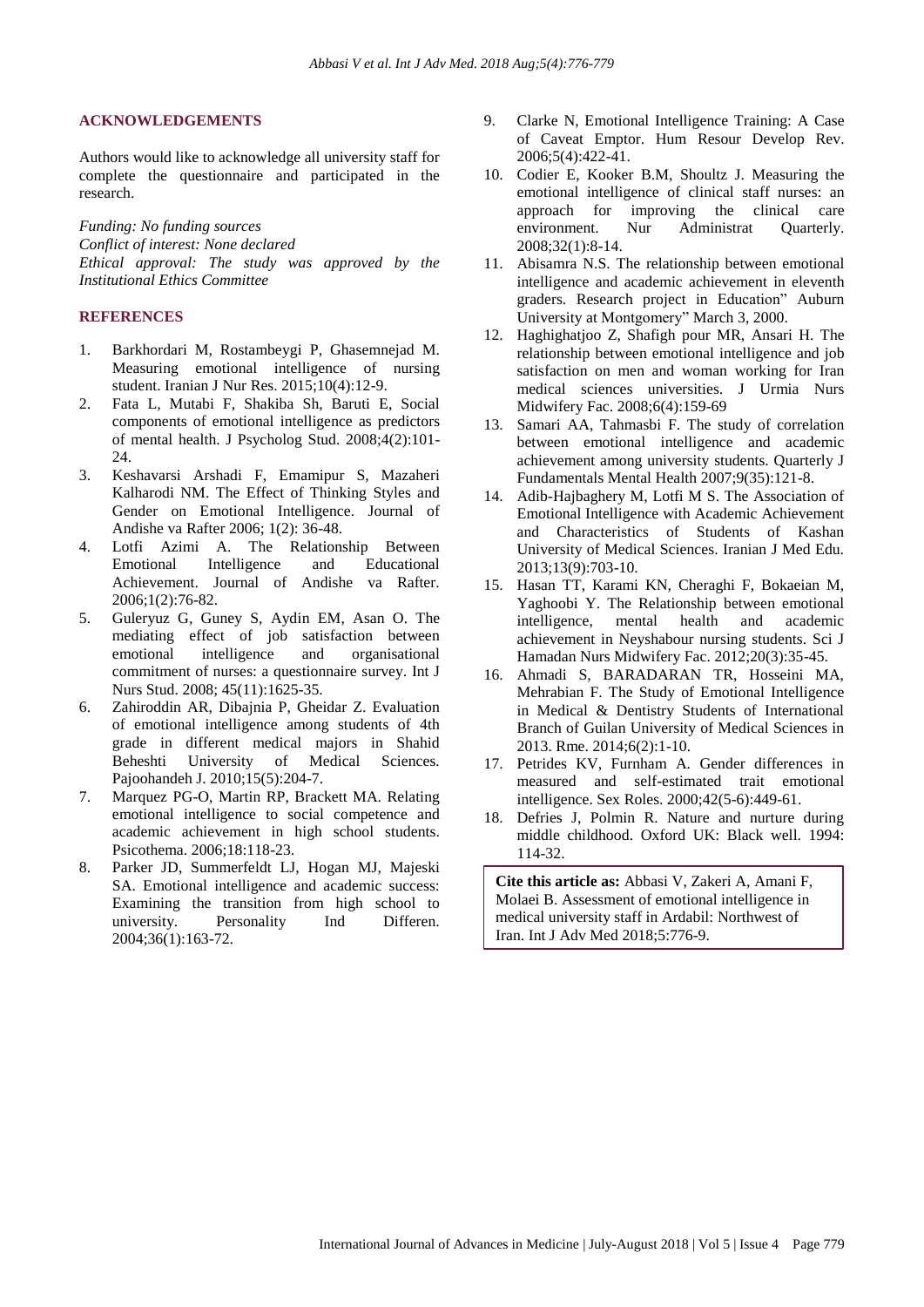## ACKNOWLEDGEMENTS

Authors would like to acknowledge all university staff for complete the questionnaire and participated in the research.

*Funding: No funding sources*
*Conflict of interest: None declared*
*Ethical approval: The study was approved by the Institutional Ethics Committee*

## REFERENCES

1. Barkhordari M, Rostambeygi P, Ghasemnejad M. Measuring emotional intelligence of nursing student. Iranian J Nur Res. 2015;10(4):12-9.
2. Fata L, Mutabi F, Shakiba Sh, Baruti E, Social components of emotional intelligence as predictors of mental health. J Psycholog Stud. 2008;4(2):101-24.
3. Keshavarsi Arshadi F, Emamipur S, Mazaheri Kalharodi NM. The Effect of Thinking Styles and Gender on Emotional Intelligence. Journal of Andishe va Rafter 2006; 1(2): 36-48.
4. Lotfi Azimi A. The Relationship Between Emotional Intelligence and Educational Achievement. Journal of Andishe va Rafter. 2006;1(2):76-82.
5. Guleryuz G, Guney S, Aydin EM, Asan O. The mediating effect of job satisfaction between emotional intelligence and organisational commitment of nurses: a questionnaire survey. Int J Nurs Stud. 2008; 45(11):1625-35.
6. Zahiroddin AR, Dibajnia P, Gheidar Z. Evaluation of emotional intelligence among students of 4th grade in different medical majors in Shahid Beheshti University of Medical Sciences. Pajoohandeh J. 2010;15(5):204-7.
7. Marquez PG-O, Martin RP, Brackett MA. Relating emotional intelligence to social competence and academic achievement in high school students. Psicothema. 2006;18:118-23.
8. Parker JD, Summerfeldt LJ, Hogan MJ, Majeski SA. Emotional intelligence and academic success: Examining the transition from high school to university. Personality Ind Differen. 2004;36(1):163-72.
9. Clarke N, Emotional Intelligence Training: A Case of Caveat Emptor. Hum Resour Develop Rev. 2006;5(4):422-41.
10. Codier E, Kooker B.M, Shoultz J. Measuring the emotional intelligence of clinical staff nurses: an approach for improving the clinical care environment. Nur Administrat Quarterly. 2008;32(1):8-14.
11. Abisamra N.S. The relationship between emotional intelligence and academic achievement in eleventh graders. Research project in Education" Auburn University at Montgomery" March 3, 2000.
12. Haghighatjoo Z, Shafigh pour MR, Ansari H. The relationship between emotional intelligence and job satisfaction on men and woman working for Iran medical sciences universities. J Urmia Nurs Midwifery Fac. 2008;6(4):159-69
13. Samari AA, Tahmasbi F. The study of correlation between emotional intelligence and academic achievement among university students. Quarterly J Fundamentals Mental Health 2007;9(35):121-8.
14. Adib-Hajbaghery M, Lotfi M S. The Association of Emotional Intelligence with Academic Achievement and Characteristics of Students of Kashan University of Medical Sciences. Iranian J Med Edu. 2013;13(9):703-10.
15. Hasan TT, Karami KN, Cheraghi F, Bokaeian M, Yaghoobi Y. The Relationship between emotional intelligence, mental health and academic achievement in Neyshabour nursing students. Sci J Hamadan Nurs Midwifery Fac. 2012;20(3):35-45.
16. Ahmadi S, BARADARAN TR, Hosseini MA, Mehrabian F. The Study of Emotional Intelligence in Medical & Dentistry Students of International Branch of Guilan University of Medical Sciences in 2013. Rme. 2014;6(2):1-10.
17. Petrides KV, Furnham A. Gender differences in measured and self-estimated trait emotional intelligence. Sex Roles. 2000;42(5-6):449-61.
18. Defries J, Polmin R. Nature and nurture during middle childhood. Oxford UK: Black well. 1994: 114-32.

**Cite this article as:** Abbasi V, Zakeri A, Amani F, Molaei B. Assessment of emotional intelligence in medical university staff in Ardabil: Northwest of Iran. Int J Adv Med 2018;5:776-9.